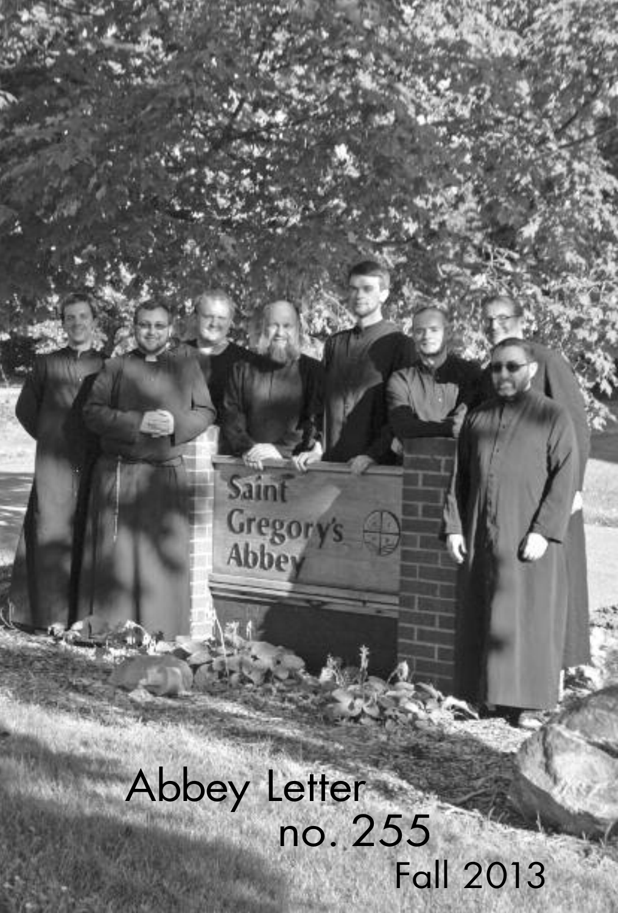# Abbey Letter

no. 255

Fall 2013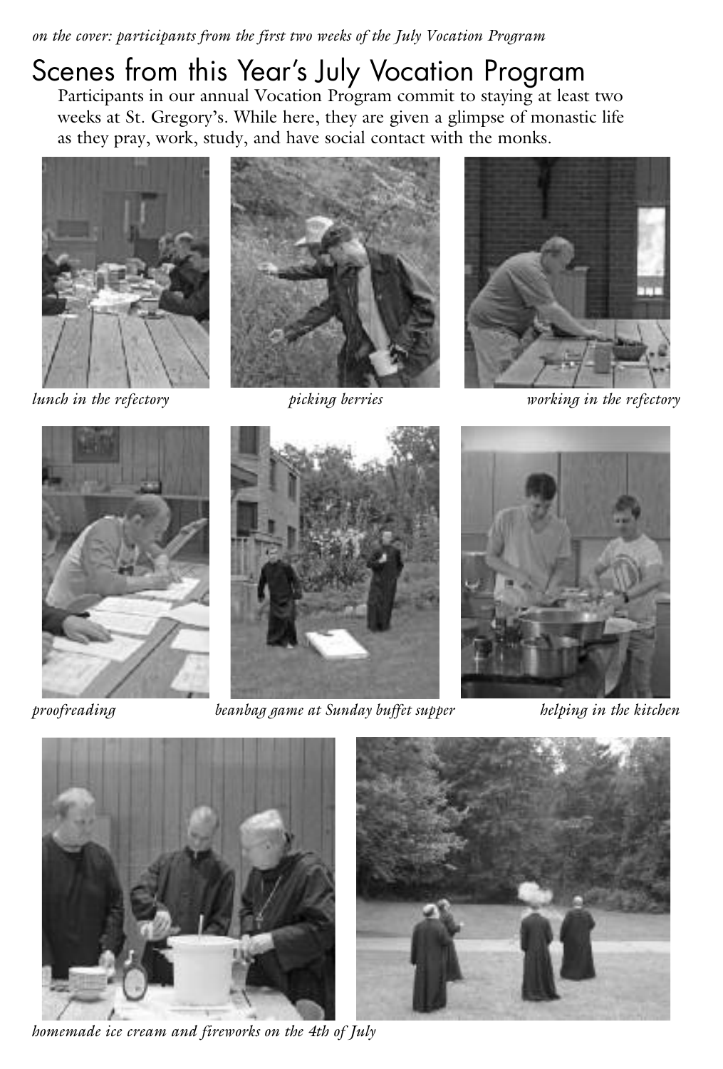*on the cover: participants from the first two weeks of the July Vocation Program*

# Scenes from this Year's July Vocation Program

Participants in our annual Vocation Program commit to staying at least two weeks at St. Gregory's. While here, they are given a glimpse of monastic life as they pray, work, study, and have social contact with the monks.

*lunch in the refectory*

*picking berries*

*working in the refectory*

*proofreading*

*beanbag game at Sunday buffet supper*

*helping in the kitchen*

*homemade ice cream and fireworks on the 4th of July*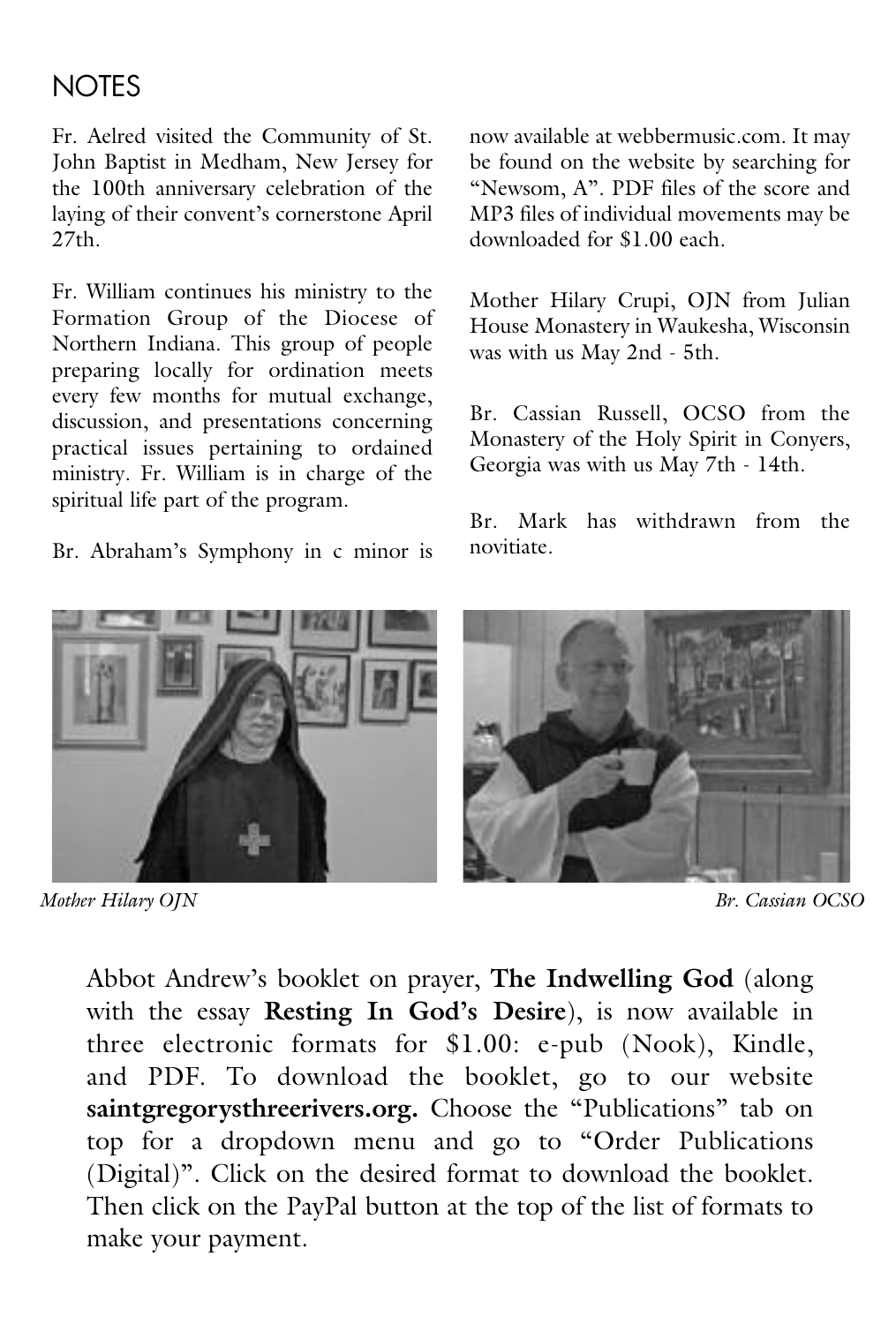## NOTES

Fr. Aelred visited the Community of St. John Baptist in Medham, New Jersey for the 100th anniversary celebration of the laying of their convent's cornerstone April 27th.

Fr. William continues his ministry to the Formation Group of the Diocese of Northern Indiana. This group of people preparing locally for ordination meets every few months for mutual exchange, discussion, and presentations concerning practical issues pertaining to ordained ministry. Fr. William is in charge of the spiritual life part of the program.

Br. Abraham's Symphony in c minor is now available at webbermusic.com. It may be found on the website by searching for "Newsom, A". PDF files of the score and MP3 files of individual movements may be downloaded for $1.00 each.

Mother Hilary Crupi, OJN from Julian House Monastery in Waukesha, Wisconsin was with us May 2nd - 5th.

Br. Cassian Russell, OCSO from the Monastery of the Holy Spirit in Conyers, Georgia was with us May 7th - 14th.

Br. Mark has withdrawn from the novitiate.

*Mother Hilary OJN*

*Br. Cassian OCSO*

Abbot Andrew's booklet on prayer, **The Indwelling God** (along with the essay **Resting In God's Desire**), is now available in three electronic formats for $1.00: e-pub (Nook), Kindle, and PDF. To download the booklet, go to our website **saintgregorysthreerivers.org.** Choose the "Publications" tab on top for a dropdown menu and go to "Order Publications (Digital)". Click on the desired format to download the booklet. Then click on the PayPal button at the top of the list of formats to make your payment.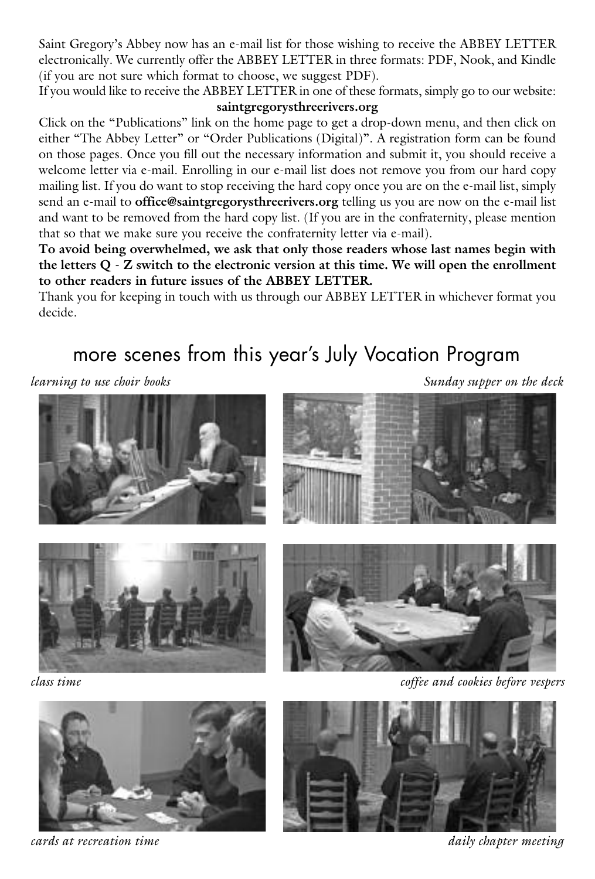Saint Gregory's Abbey now has an e-mail list for those wishing to receive the ABBEY LETTER electronically. We currently offer the ABBEY LETTER in three formats: PDF, Nook, and Kindle (if you are not sure which format to choose, we suggest PDF).

If you would like to receive the ABBEY LETTER in one of these formats, simply go to our website:

**saintgregorysthreerivers.org**

Click on the "Publications" link on the home page to get a drop-down menu, and then click on either "The Abbey Letter" or "Order Publications (Digital)". A registration form can be found on those pages. Once you fill out the necessary information and submit it, you should receive a welcome letter via e-mail. Enrolling in our e-mail list does not remove you from our hard copy mailing list. If you do want to stop receiving the hard copy once you are on the e-mail list, simply send an e-mail to **office@saintgregorysthreerivers.org** telling us you are now on the e-mail list and want to be removed from the hard copy list. (If you are in the confraternity, please mention that so that we make sure you receive the confraternity letter via e-mail).

**To avoid being overwhelmed, we ask that only those readers whose last names begin with the letters Q - Z switch to the electronic version at this time. We will open the enrollment to other readers in future issues of the ABBEY LETTER.**

Thank you for keeping in touch with us through our ABBEY LETTER in whichever format you decide.

## more scenes from this year's July Vocation Program

*learning to use choir books*

*Sunday supper on the deck*

*class time*

*coffee and cookies before vespers*

*cards at recreation time*

*daily chapter meeting*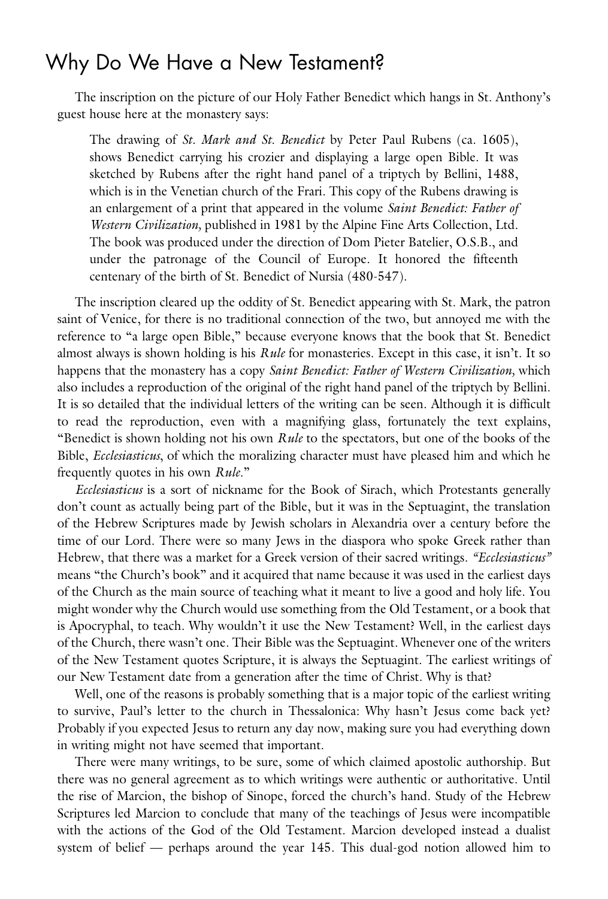## Why Do We Have a New Testament?

The inscription on the picture of our Holy Father Benedict which hangs in St. Anthony's guest house here at the monastery says:

> The drawing of *St. Mark and St. Benedict* by Peter Paul Rubens (ca. 1605), shows Benedict carrying his crozier and displaying a large open Bible. It was sketched by Rubens after the right hand panel of a triptych by Bellini, 1488, which is in the Venetian church of the Frari. This copy of the Rubens drawing is an enlargement of a print that appeared in the volume *Saint Benedict: Father of Western Civilization,* published in 1981 by the Alpine Fine Arts Collection, Ltd. The book was produced under the direction of Dom Pieter Batelier, O.S.B., and under the patronage of the Council of Europe. It honored the fifteenth centenary of the birth of St. Benedict of Nursia (480-547).

The inscription cleared up the oddity of St. Benedict appearing with St. Mark, the patron saint of Venice, for there is no traditional connection of the two, but annoyed me with the reference to "a large open Bible," because everyone knows that the book that St. Benedict almost always is shown holding is his *Rule* for monasteries. Except in this case, it isn't. It so happens that the monastery has a copy *Saint Benedict: Father of Western Civilization,* which also includes a reproduction of the original of the right hand panel of the triptych by Bellini. It is so detailed that the individual letters of the writing can be seen. Although it is difficult to read the reproduction, even with a magnifying glass, fortunately the text explains, "Benedict is shown holding not his own *Rule* to the spectators, but one of the books of the Bible, *Ecclesiasticus*, of which the moralizing character must have pleased him and which he frequently quotes in his own *Rule*."

*Ecclesiasticus* is a sort of nickname for the Book of Sirach, which Protestants generally don't count as actually being part of the Bible, but it was in the Septuagint, the translation of the Hebrew Scriptures made by Jewish scholars in Alexandria over a century before the time of our Lord. There were so many Jews in the diaspora who spoke Greek rather than Hebrew, that there was a market for a Greek version of their sacred writings. *"Ecclesiasticus"* means "the Church's book" and it acquired that name because it was used in the earliest days of the Church as the main source of teaching what it meant to live a good and holy life. You might wonder why the Church would use something from the Old Testament, or a book that is Apocryphal, to teach. Why wouldn't it use the New Testament? Well, in the earliest days of the Church, there wasn't one. Their Bible was the Septuagint. Whenever one of the writers of the New Testament quotes Scripture, it is always the Septuagint. The earliest writings of our New Testament date from a generation after the time of Christ. Why is that?

Well, one of the reasons is probably something that is a major topic of the earliest writing to survive, Paul's letter to the church in Thessalonica: Why hasn't Jesus come back yet? Probably if you expected Jesus to return any day now, making sure you had everything down in writing might not have seemed that important.

There were many writings, to be sure, some of which claimed apostolic authorship. But there was no general agreement as to which writings were authentic or authoritative. Until the rise of Marcion, the bishop of Sinope, forced the church's hand. Study of the Hebrew Scriptures led Marcion to conclude that many of the teachings of Jesus were incompatible with the actions of the God of the Old Testament. Marcion developed instead a dualist system of belief — perhaps around the year 145. This dual-god notion allowed him to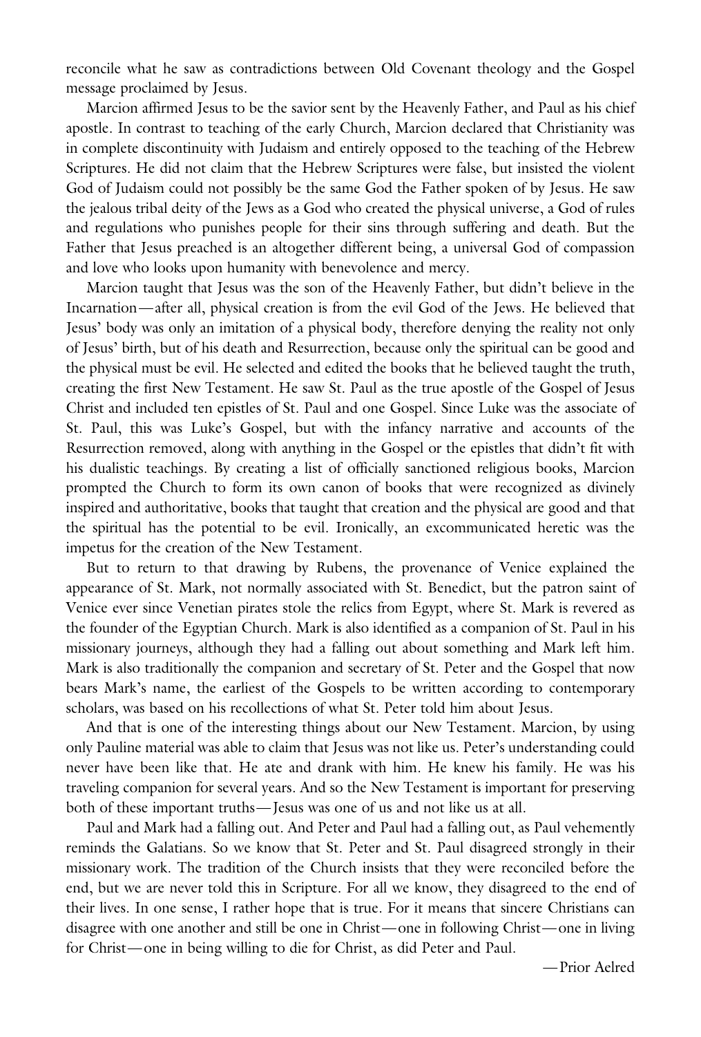reconcile what he saw as contradictions between Old Covenant theology and the Gospel message proclaimed by Jesus.

Marcion affirmed Jesus to be the savior sent by the Heavenly Father, and Paul as his chief apostle. In contrast to teaching of the early Church, Marcion declared that Christianity was in complete discontinuity with Judaism and entirely opposed to the teaching of the Hebrew Scriptures. He did not claim that the Hebrew Scriptures were false, but insisted the violent God of Judaism could not possibly be the same God the Father spoken of by Jesus. He saw the jealous tribal deity of the Jews as a God who created the physical universe, a God of rules and regulations who punishes people for their sins through suffering and death. But the Father that Jesus preached is an altogether different being, a universal God of compassion and love who looks upon humanity with benevolence and mercy.

Marcion taught that Jesus was the son of the Heavenly Father, but didn't believe in the Incarnation—after all, physical creation is from the evil God of the Jews. He believed that Jesus' body was only an imitation of a physical body, therefore denying the reality not only of Jesus' birth, but of his death and Resurrection, because only the spiritual can be good and the physical must be evil. He selected and edited the books that he believed taught the truth, creating the first New Testament. He saw St. Paul as the true apostle of the Gospel of Jesus Christ and included ten epistles of St. Paul and one Gospel. Since Luke was the associate of St. Paul, this was Luke's Gospel, but with the infancy narrative and accounts of the Resurrection removed, along with anything in the Gospel or the epistles that didn't fit with his dualistic teachings. By creating a list of officially sanctioned religious books, Marcion prompted the Church to form its own canon of books that were recognized as divinely inspired and authoritative, books that taught that creation and the physical are good and that the spiritual has the potential to be evil. Ironically, an excommunicated heretic was the impetus for the creation of the New Testament.

But to return to that drawing by Rubens, the provenance of Venice explained the appearance of St. Mark, not normally associated with St. Benedict, but the patron saint of Venice ever since Venetian pirates stole the relics from Egypt, where St. Mark is revered as the founder of the Egyptian Church. Mark is also identified as a companion of St. Paul in his missionary journeys, although they had a falling out about something and Mark left him. Mark is also traditionally the companion and secretary of St. Peter and the Gospel that now bears Mark's name, the earliest of the Gospels to be written according to contemporary scholars, was based on his recollections of what St. Peter told him about Jesus.

And that is one of the interesting things about our New Testament. Marcion, by using only Pauline material was able to claim that Jesus was not like us. Peter's understanding could never have been like that. He ate and drank with him. He knew his family. He was his traveling companion for several years. And so the New Testament is important for preserving both of these important truths—Jesus was one of us and not like us at all.

Paul and Mark had a falling out. And Peter and Paul had a falling out, as Paul vehemently reminds the Galatians. So we know that St. Peter and St. Paul disagreed strongly in their missionary work. The tradition of the Church insists that they were reconciled before the end, but we are never told this in Scripture. For all we know, they disagreed to the end of their lives. In one sense, I rather hope that is true. For it means that sincere Christians can disagree with one another and still be one in Christ—one in following Christ—one in living for Christ—one in being willing to die for Christ, as did Peter and Paul.

—Prior Aelred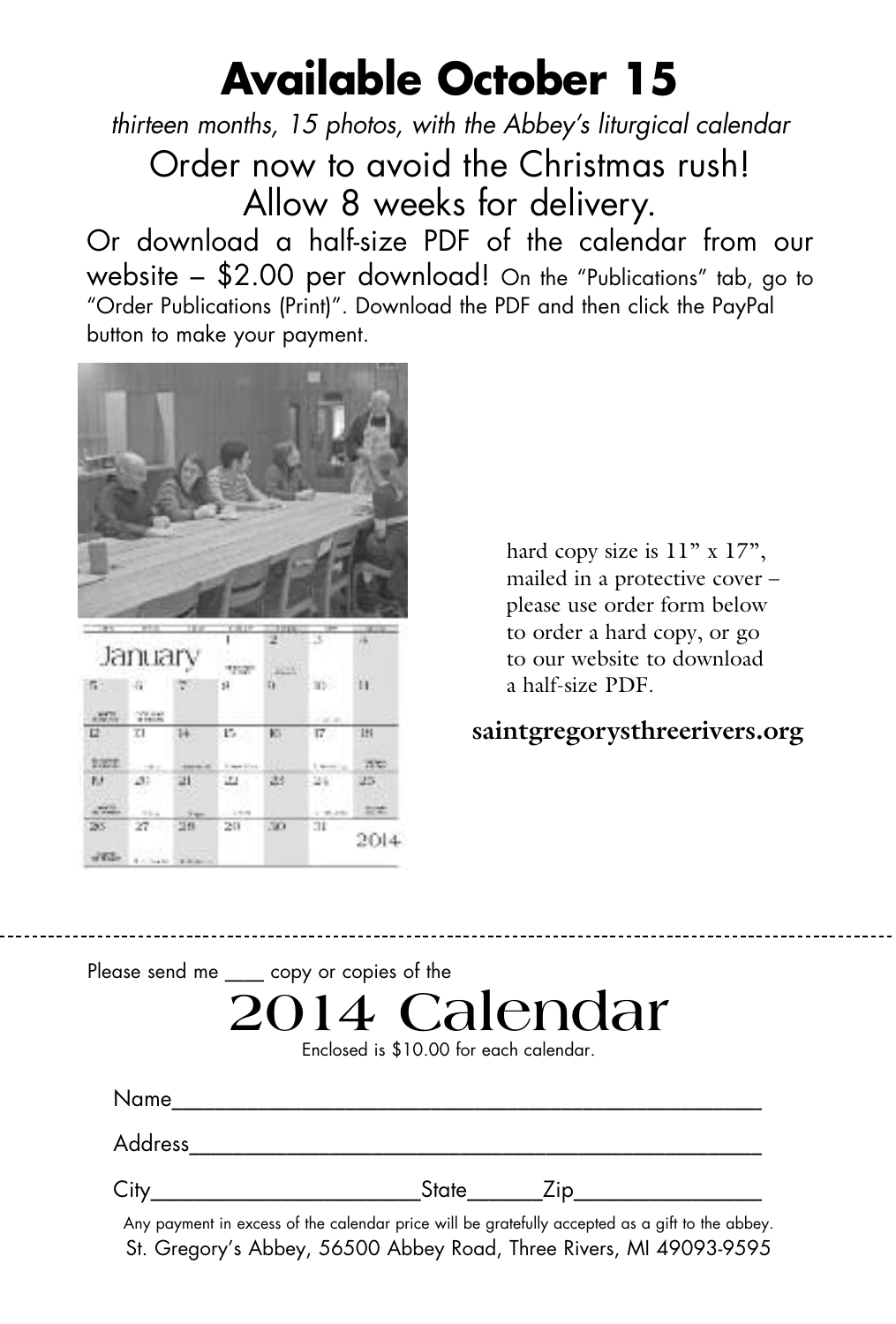# Available October 15

*thirteen months, 15 photos, with the Abbey's liturgical calendar*

Order now to avoid the Christmas rush!
Allow 8 weeks for delivery.

Or download a half-size PDF of the calendar from our website – $2.00 per download! On the "Publications" tab, go to "Order Publications (Print)". Download the PDF and then click the PayPal button to make your payment.

hard copy size is 11" x 17", mailed in a protective cover – please use order form below to order a hard copy, or go to our website to download a half-size PDF.

**saintgregorysthreerivers.org**

---

Please send me ___ copy or copies of the

# 2014 Calendar

Enclosed is $10.00 for each calendar.

Name_______________________________________________

Address_____________________________________________

City______________________State______Zip_______________

Any payment in excess of the calendar price will be gratefully accepted as a gift to the abbey.

St. Gregory's Abbey, 56500 Abbey Road, Three Rivers, MI 49093-9595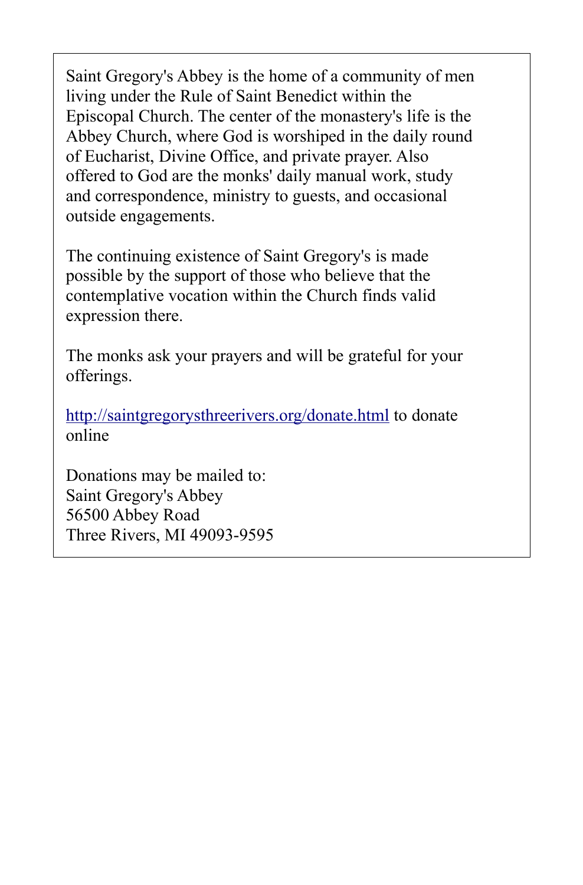Saint Gregory's Abbey is the home of a community of men living under the Rule of Saint Benedict within the Episcopal Church. The center of the monastery's life is the Abbey Church, where God is worshiped in the daily round of Eucharist, Divine Office, and private prayer. Also offered to God are the monks' daily manual work, study and correspondence, ministry to guests, and occasional outside engagements.

The continuing existence of Saint Gregory's is made possible by the support of those who believe that the contemplative vocation within the Church finds valid expression there.

The monks ask your prayers and will be grateful for your offerings.

http://saintgregorysthreerivers.org/donate.html to donate online

Donations may be mailed to:
Saint Gregory's Abbey
56500 Abbey Road
Three Rivers, MI 49093-9595